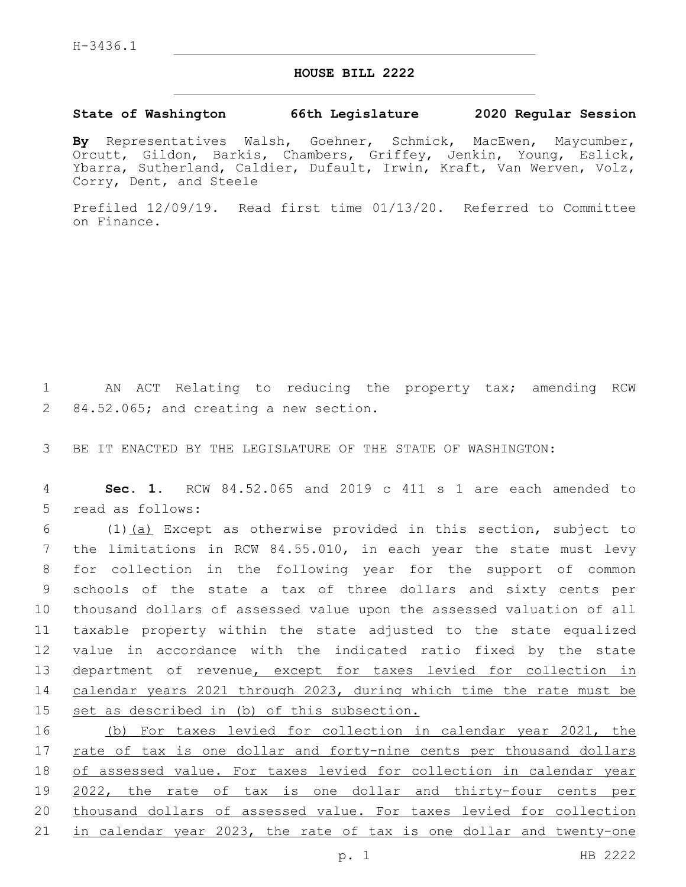H-3436.1

# HOUSE BILL 2222

**State of Washington 66th Legislature 2020 Regular Session**

**By** Representatives Walsh, Goehner, Schmick, MacEwen, Maycumber, Orcutt, Gildon, Barkis, Chambers, Griffey, Jenkin, Young, Eslick, Ybarra, Sutherland, Caldier, Dufault, Irwin, Kraft, Van Werven, Volz, Corry, Dent, and Steele

Prefiled 12/09/19. Read first time 01/13/20. Referred to Committee on Finance.

AN ACT Relating to reducing the property tax; amending RCW 84.52.065; and creating a new section.

BE IT ENACTED BY THE LEGISLATURE OF THE STATE OF WASHINGTON:

**Sec. 1.** RCW 84.52.065 and 2019 c 411 s 1 are each amended to read as follows:

(1)(a) Except as otherwise provided in this section, subject to the limitations in RCW 84.55.010, in each year the state must levy for collection in the following year for the support of common schools of the state a tax of three dollars and sixty cents per thousand dollars of assessed value upon the assessed valuation of all taxable property within the state adjusted to the state equalized value in accordance with the indicated ratio fixed by the state department of revenue, except for taxes levied for collection in calendar years 2021 through 2023, during which time the rate must be set as described in (b) of this subsection.

(b) For taxes levied for collection in calendar year 2021, the rate of tax is one dollar and forty-nine cents per thousand dollars of assessed value. For taxes levied for collection in calendar year 2022, the rate of tax is one dollar and thirty-four cents per thousand dollars of assessed value. For taxes levied for collection in calendar year 2023, the rate of tax is one dollar and twenty-one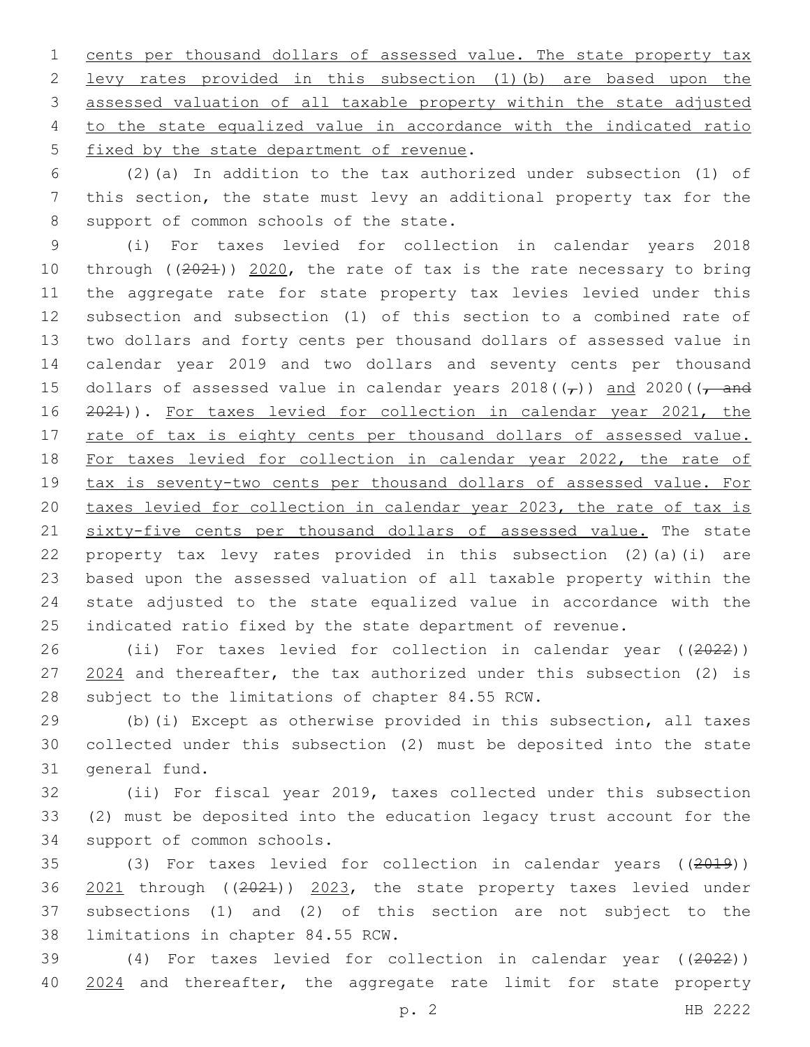cents per thousand dollars of assessed value. The state property tax levy rates provided in this subsection (1)(b) are based upon the assessed valuation of all taxable property within the state adjusted to the state equalized value in accordance with the indicated ratio fixed by the state department of revenue.

(2)(a) In addition to the tax authorized under subsection (1) of this section, the state must levy an additional property tax for the support of common schools of the state.

(i) For taxes levied for collection in calendar years 2018 through ((2021)) 2020, the rate of tax is the rate necessary to bring the aggregate rate for state property tax levies levied under this subsection and subsection (1) of this section to a combined rate of two dollars and forty cents per thousand dollars of assessed value in calendar year 2019 and two dollars and seventy cents per thousand dollars of assessed value in calendar years 2018((,)) and 2020((, and 2021)). For taxes levied for collection in calendar year 2021, the rate of tax is eighty cents per thousand dollars of assessed value. For taxes levied for collection in calendar year 2022, the rate of tax is seventy-two cents per thousand dollars of assessed value. For taxes levied for collection in calendar year 2023, the rate of tax is sixty-five cents per thousand dollars of assessed value. The state property tax levy rates provided in this subsection (2)(a)(i) are based upon the assessed valuation of all taxable property within the state adjusted to the state equalized value in accordance with the indicated ratio fixed by the state department of revenue.

(ii) For taxes levied for collection in calendar year ((2022)) 2024 and thereafter, the tax authorized under this subsection (2) is subject to the limitations of chapter 84.55 RCW.

(b)(i) Except as otherwise provided in this subsection, all taxes collected under this subsection (2) must be deposited into the state general fund.

(ii) For fiscal year 2019, taxes collected under this subsection (2) must be deposited into the education legacy trust account for the support of common schools.

(3) For taxes levied for collection in calendar years ((2019)) 2021 through ((2021)) 2023, the state property taxes levied under subsections (1) and (2) of this section are not subject to the limitations in chapter 84.55 RCW.

(4) For taxes levied for collection in calendar year ((2022)) 2024 and thereafter, the aggregate rate limit for state property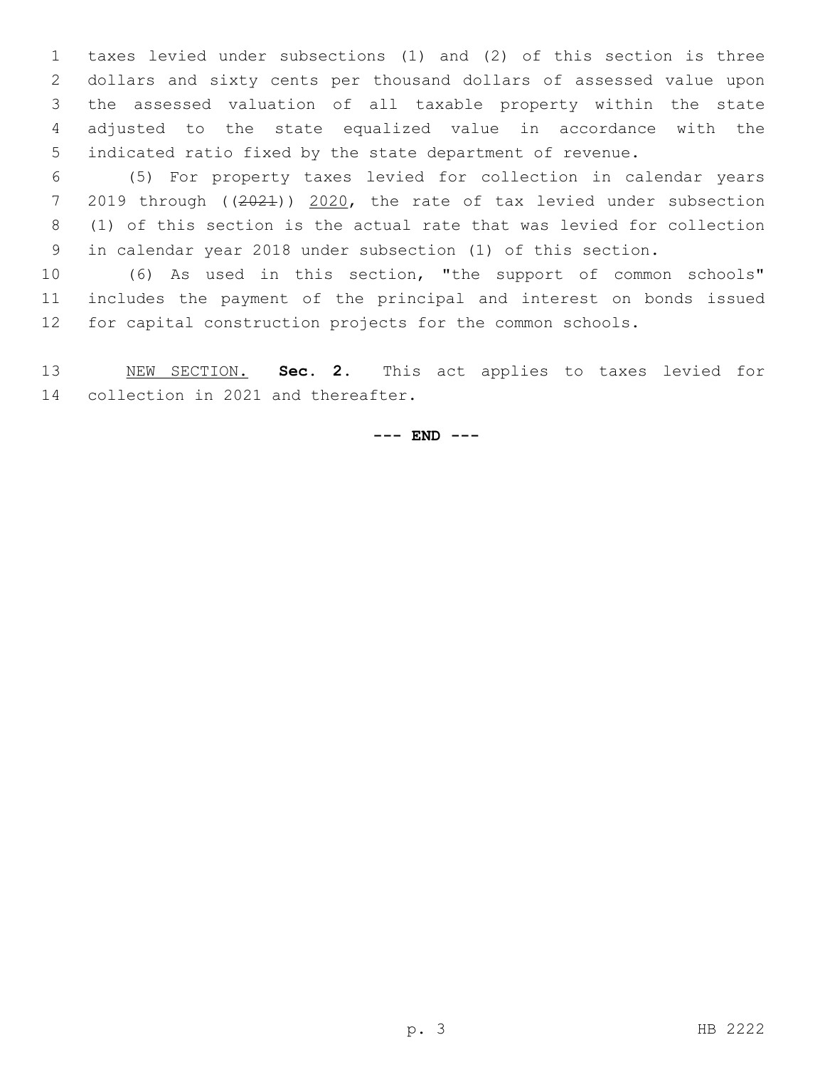taxes levied under subsections (1) and (2) of this section is three dollars and sixty cents per thousand dollars of assessed value upon the assessed valuation of all taxable property within the state adjusted to the state equalized value in accordance with the indicated ratio fixed by the state department of revenue.

(5) For property taxes levied for collection in calendar years 2019 through ((~~2021~~)) 2020, the rate of tax levied under subsection (1) of this section is the actual rate that was levied for collection in calendar year 2018 under subsection (1) of this section.

(6) As used in this section, "the support of common schools" includes the payment of the principal and interest on bonds issued for capital construction projects for the common schools.

NEW SECTION. **Sec. 2.** This act applies to taxes levied for collection in 2021 and thereafter.

**--- END ---**